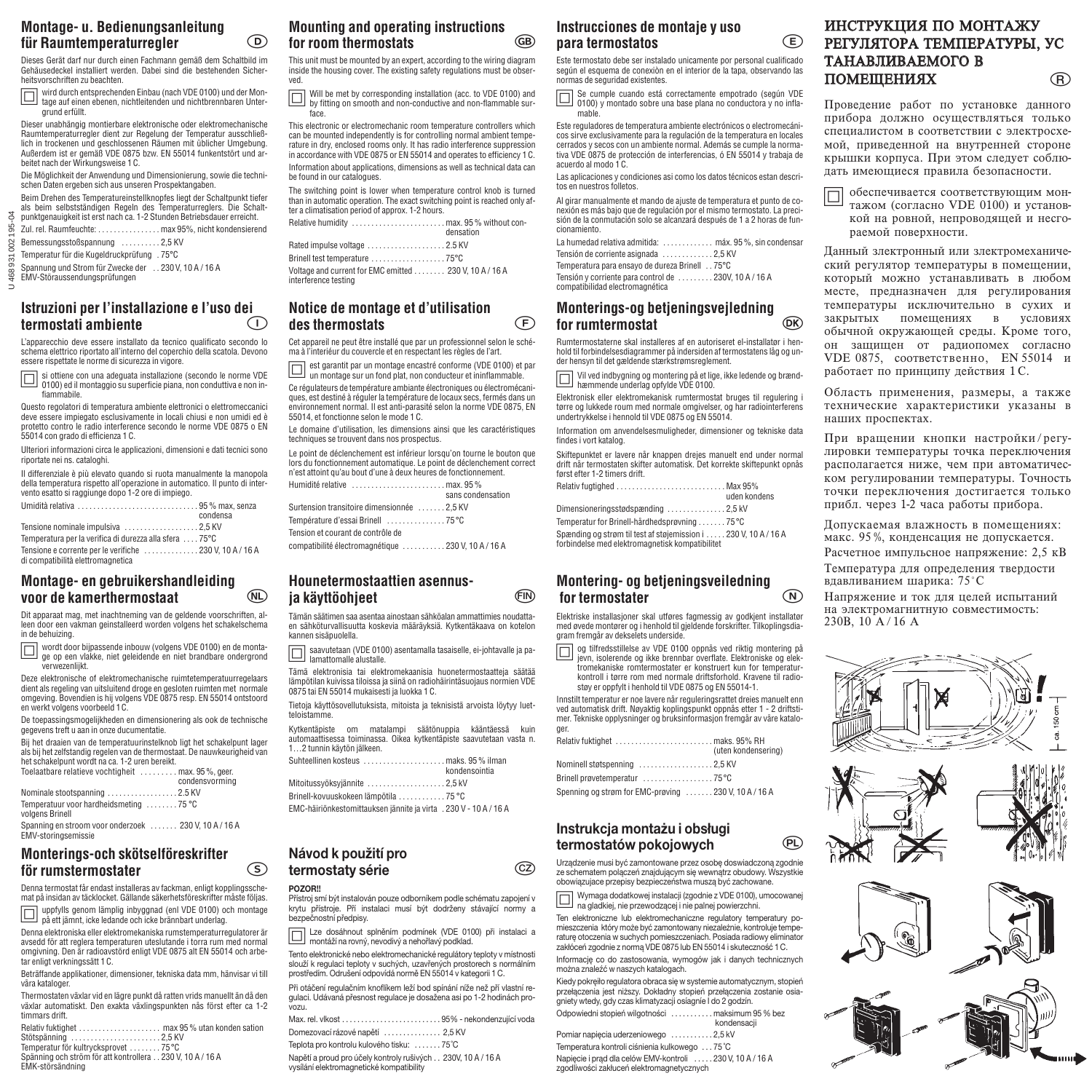## Montage- u. Bedienungsanleitung für Raumtemperaturregler (D)

Dieses Gerät darf nur durch einen Fachmann gemäß dem Schaltbild im Gehäusedeckel installiert werden. Dabei sind die bestehenden Sicherheitsvorschriften zu beachten.

☐ wird durch entsprechenden Einbau (nach VDE 0100) und der Montage auf einen ebenen, nichtleitenden und nichtbrennbaren Untergrund erfüllt.

Dieser unabhängig montierbare elektronische oder elektromechanische Raumtemperaturregler dient zur Regelung der Temperatur ausschließlich in trockenen und geschlossenen Räumen mit üblicher Umgebung. Außerdem ist er gemäß VDE 0875 bzw. EN 55014 funkentstört und arbeitet nach der Wirkungsweise 1 C.

Die Möglichkeit der Anwendung und Dimensionierung, sowie die technischen Daten ergeben sich aus unseren Prospektangaben.

Beim Drehen des Temperatureinstellknopfes liegt der Schaltpunkt tiefer als beim selbstständigen Regeln des Temperaturreglers. Die Schaltpunktgenauigkeit ist erst nach ca. 1-2 Stunden Betriebsdauer erreicht.

Zul. rel. Raumfeuchte: . . . . . . . . . . . . . . . max 95%, nicht kondensierend

Bemessungsstoßspannung . . . . . . . . . . 2,5 KV

Temperatur für die Kugeldruckprüfung . 75°C

Spannung und Strom für Zwecke der . . 230 V, 10 A / 16 A EMV-Störaussendungprüfungen

U 468 931 002 195-04

## Mounting and operating instructions for room thermostats (GB)

This unit must be mounted by an expert, according to the wiring diagram inside the housing cover. The existing safety regulations must be observed.

☐ Will be met by corresponding installation (acc. to VDE 0100) and by fitting on smooth and non-conductive and non-flammable surface.

This electronic or electromechanic room temperature controllers which can be mounted independently is for controlling normal ambient temperature in dry, enclosed rooms only. It has radio interference suppression in accordance with VDE 0875 or EN 55014 and operates to efficiency 1 C.

Information about applications, dimensions as well as technical data can be found in our catalogues.

The switching point is lower when temperature control knob is turned than in automatic operation. The exact switching point is reached only after a climatisation period of approx. 1-2 hours.

Relative humidity . . . . . . . . . . . . . . . . . . . . . . max. 95 % without condensation

Rated impulse voltage . . . . . . . . . . . . . . . . . . . 2.5 KV

Brinell test temperature . . . . . . . . . . . . . . . . . . 75°C

Voltage and current for EMC emitted . . . . . . . . 230 V, 10 A / 16 A interference testing

## Instrucciones de montaje y uso para termostatos (E)

Este termostato debe ser instalado unicamente por personal cualificado según el esquema de conexión en el interior de la tapa, observando las normas de seguridad existentes.

☐ Se cumple cuando está correctamente empotrado (según VDE 0100) y montado sobre una base plana no conductora y no inflamable.

Este reguladores de temperatura ambiente electrónicos o electromecánicos sirve exclusivamente para la regulación de la temperatura en locales cerrados y secos con un ambiente normal. Además se cumple la normativa VDE 0875 de protección de interferencias, ó EN 55014 y trabaja de acuerdo al modo 1 C.

Las aplicaciones y condiciones asi como los datos técnicos estan descritos en nuestros folletos.

Al girar manualmente el mando de ajuste de temperatura el punto de conexión es más bajo que de regulación por el mismo termostato. La precisión de la conmutación solo se alcanzará después de 1 a 2 horas de funcionamiento.

La humedad relativa admitida: . . . . . . . . . . . . máx. 95 %, sin condensar

Tensión de corriente asignada . . . . . . . . . . . . 2,5 KV

Temperatura para ensayo de dureza Brinell . . 75°C

Tensión y corriente para control de . . . . . . . . . 230V, 10 A / 16 A compatibilidad electromagnética

## ИНСТРУКЦИЯ ПО МОНТАЖУ РЕГУЛЯТОРА ТЕМПЕРАТУРЫ, УСТАНАВЛИВАЕМОГО В ПОМЕЩЕНИЯХ (R)

Проведение работ по установке данного прибора должно осуществляться только специалистом в соответствии с электросхемой, приведенной на внутренней стороне крышки корпуса. При этом следует соблюдать имеющиеся правила безопасности.

☐ обеспечивается соответствующим монтажом (согласно VDE 0100) и установкой на ровной, непроводящей и несгораемой поверхности.

Данный электронный или электромеханический регулятор температуры в помещении, который можно устанавливать в любом месте, предназначен для регулирования температуры исключительно в сухих и закрытых помещениях в условиях обычной окружающей среды. Кроме того, он защищен от радиопомех согласно VDE 0875, соответственно, EN 55014 и работает по принципу действия 1 C.

Область применения, размеры, а также технические характеристики указаны в наших проспектах.

При вращении кнопки настройки / регулировки температуры точка переключения располагается ниже, чем при автоматическом регулировании температуры. Точность точки переключения достигается только прибл. через 1-2 часа работы прибора.

Допускаемая влажность в помещениях: макс. 95 %, конденсация не допускается.

Расчетное импульсное напряжение: 2,5 кВ

Температура для определения твердости вдавливанием шарика: 75˚C

Напряжение и ток для целей испытаний на электромагнитную совместимость: 230В, 10 A / 16 A

## Istruzioni per l'installazione e l'uso dei termostati ambiente (I)

L'apparecchio deve essere installato da tecnico qualificato secondo lo schema elettrico riportato all'interno del coperchio della scatola. Devono essere rispettate le norme di sicurezza in vigore.

☐ si ottiene con una adeguata installazione (secondo le norme VDE 0100) ed il montaggio su superficie piana, non conduttiva e non infiammabile.

Questo regolatori di temperatura ambiente elettronici o elettromeccanici deve essere impiegato esclusivamente in locali chiusi e non umidi ed è protetto contro le radio interference secondo le norme VDE 0875 o EN 55014 con grado di efficienza 1 C.

Ulteriori informazioni circa le applicazioni, dimensioni e dati tecnici sono riportate nei ns. cataloghi.

Il differenziale è più elevato quando si ruota manualmente la manopola della temperatura rispetto all'operazione in automatico. Il punto di intervento esatto si raggiunge dopo 1-2 ore di impiego.

Umidità relativa . . . . . . . . . . . . . . . . . . . . . . . . . . . . 95 % max, senza condensa

Tensione nominale impulsiva . . . . . . . . . . . . . . . . . 2,5 KV

Temperatura per la verifica di durezza alla sfera . . . . 75°C

Tensione e corrente per le verifiche . . . . . . . . . . . . . 230 V, 10 A / 16 A di compatibilità elettromagnetica

## Notice de montage et d'utilisation des thermostats (F)

Cet appareil ne peut être installé que par un professionnel selon le schéma à l'intérieur du couvercle et en respectant les règles de l'art.

☐ est garantit par un montage encastré conforme (VDE 0100) et par un montage sur un fond plat, non conducteur et ininflammable.

Ce régulateurs de température ambiante électroniques ou électromécaniques, est destiné à réguler la température de locaux secs, fermés dans un environnement normal. Il est anti-parasité selon la norme VDE 0875, EN 55014, et fonctionne selon le mode 1 C.

Le domaine d'utilisation, les dimensions ainsi que les caractéristiques techniques se trouvent dans nos prospectus.

Le point de déclenchement est inférieur lorsqu'on tourne le bouton que lors du fonctionnement automatique. Le point de déclenchement correct n'est atteint qu'au bout d'une à deux heures de fonctionnement.

Humidité relative . . . . . . . . . . . . . . . . . . . . . . . max. 95 % sans condensation

Surtension transitoire dimensionnée . . . . . . . 2,5 KV

Température d'essai Brinell . . . . . . . . . . . . . . . 75°C

Tension et courant de contrôle de compatibilité électromagnétique . . . . . . . . . . . 230 V, 10 A / 16 A

## Monterings-og betjeningsvejledning for rumtermostat (DK)

Rumtermostaterne skal installeres af en autoriseret el-installatør i henhold til forbindelsesdiagrammer på indersiden af termostatens låg og under hensyn til det gældende stærkstrømsreglement.

☐ Vil ved indbygning og montering på et lige, ikke ledende og brændhæmmende underlag opfylde VDE 0100.

Elektronisk eller elektromekanisk rumtermostat bruges til regulering i tørre og lukkede rum med normale omgivelser, og har radiointerferens undertrykkelse i hennold til VDE 0875 og EN 55014.

Information om anvendelsesmuligheder, dimensioner og tekniske data findes i vort katalog.

Skiftepunktet er lavere når knappen drejes manuelt end under normal drift når termostaten skifter automatisk. Det korrekte skiftepunkt opnås først efter 1-2 timers drift.

Relativ fugtighed . . . . . . . . . . . . . . . . . . . . . . . . . . Max 95% uden kondens

Dimensioneringsstødspænding . . . . . . . . . . . . . . 2,5 kV

Temperatur for Brinell-hårdhedsprøvning . . . . . . . 75°C

Spænding og strøm til test af støjemission i . . . . . 230 V, 10 A / 16 A forbindelse med elektromagnetisk kompatibilitet

## Montage- en gebruikershandleiding voor de kamerthermostaat (NL)

Dit apparaat mag, met inachtneming van de geldende voorschriften, alleen door een vakman geïnstalleerd worden volgens het schakelschema in de behuizing.

☐ wordt door bijpassende inbouw (volgens VDE 0100) en de montage op een vlakke, niet geleidende en niet brandbare ondergrond verwezenlijkt.

Deze elektronische of elektromechanische ruimtetemperatuurregelaars dient als regeling van uitsluitend droge en gesloten ruimten met normale omgeving. Bovendien is hij volgens VDE 0875 resp. EN 55014 ontstoord en werkt volgens voorbeeld 1 C.

De toepassingsmogelijkheden en dimensionering als ook de technische gegevens treft u aan in onze documentatie.

Bij het draaien van de temperatuurinstelknob ligt het schakelpunt lager als bij het zelfstandig regelen van de thermostaat. De nauwkeurigheid van het schakelpunt wordt na ca. 1-2 uren bereikt.

Toelaatbare relatieve vochtigheid . . . . . . . . . max. 95 %, geer. condensvorming

Nominale stootspanning . . . . . . . . . . . . . . . . . 2.5 KV

Temperatuur voor hardheidsmeting . . . . . . . . 75 °C volgens Brinell

Spanning en stroom voor onderzoek . . . . . . . 230 V, 10 A / 16 A EMV-storingsemissie

## Hounetermostaattien asennus- ja käyttöohjeet (FIN)

Tämän säätimen saa asentaa ainostaan sähköalan ammattimies noudattaen sähköturvallisuutta koskevia määräyksiä. Kytkentäkaava on kotelon kannen sisäpuolella.

☐ saavutetaan (VDE 0100) asentamalla tasaiselle, ei-johtavalle ja palamattomalle alustalle.

Tämä elektronisia tai elektromekaanisia huonetermostatteja säätää lämpötilan kuivissa tiloissa ja siinä on radiohäirintäsuojaus normien VDE 0875 tai EN 55014 mukaisesti ja luokka 1 C.

Tietoja käyttösovellutuksista, mitoista ja teknisistä arvoista löytyy luetteloistamme.

Kytkentäpiste om matalampi säätönuppia kääntäessä kuin automaattisessa toiminnassa. Oikea kytkentäpiste saavutetaan vasta n. 1…2 tunnin käytön jälkeen.

Suhteellinen kosteus . . . . . . . . . . . . . . . . . . . . . maks. 95 % ilman kondensointia

Mitoitussyöksyjännite . . . . . . . . . . . . . . . . . . . . 2,5 kV

Brinell-kovuuskokeen lämpötila . . . . . . . . . . . . 75 °C

EMC-häiriönkestomittauksen jännite ja virta . 230 V - 10 A / 16 A

## Montering- og betjeningsveiledning for termostater (N)

Elektriske installasjoner skal utføres fagmessig av godkjent installatør med øvede montører og i henhold til gjeldende forskrifter. Tilkoplingsdiagram fremgår av dekselets underside.

☐ og tilfredsstillelse av VDE 0100 oppnås ved riktig montering på jevn, isolerende og ikke brennbar overflate. Elektroniske og elektromekaniske romtermostater er konstruert kun for temperaturkontroll i tørre rom med normale driftsforhold. Kravene til radiostøy er oppfylt i henhold til VDE 0875 og EN 55014-1.

Innstilt temperatur er noe lavere når reguleringsrattet dreies manuelt enn ved automatisk drift. Nøyaktig koplingspunkt oppnås etter 1 - 2 driftstimer. Tekniske opplysninger og bruksinformasjon fremgår av våre kataloger.

Relativ fuktighet . . . . . . . . . . . . . . . . . . . . . . . . maks. 95% RH (uten kondensering)

Nominell støtspenning . . . . . . . . . . . . . . . . . . 2,5 kV

Brinell prøvetemperatur . . . . . . . . . . . . . . . . . 75°C

Spenning og strøm for EMC-prøving . . . . . . . 230 V, 10 A / 16 A

## Monterings-och skötselföreskrifter för rumstermostater (S)

Denna termostat får endast installeras av fackman, enligt kopplingsschemat på insidan av täcklocket. Gällande säkerhetsföreskrifter måste följas.

☐ uppfylls genom lämplig inbyggnad (enl VDE 0100) och montage på ett jämnt, icke ledande och icke brännbart underlag.

Denna elektroniska eller elektromekaniska rumstemperaturregulatorer är avsedd för att reglera temperaturen uteslutande i torra rum med normal omgivning. Den är radioavstörd enligt VDE 0875 alt EN 55014 och arbetar enligt verkningssätt 1 C.

Beträffande applikationer, dimensioner, tekniska data mm, hänvisar vi till våra kataloger.

Thermostaten växlar vid en lägre punkt då ratten vrids manuellt än då den växlar automatiskt. Den exakta växlingspunkten nås först efter ca 1-2 timmars drift.

Relativ fuktighet . . . . . . . . . . . . . . . . . . . . . max 95 % utan konden sation

Stötspänning . . . . . . . . . . . . . . . . . . . . . . . . 2,5 KV

Temperatur för kultrycksprovet . . . . . . . . . 75 °C

Spänning och ström för att kontrollera . . 230 V, 10 A / 16 A EMK-störsändning

## Návod k použití pro termostaty série (CZ)

**POZOR!!**

Přístroj smí být instalován pouze odborníkem podle schématu zapojení v krytu přístroje. Při instalaci musí být dodrženy stávající normy a bezpečnostní předpisy.

☐ Lze dosáhnout splněním podmínek (VDE 0100) při instalaci a montáži na rovný, nevodivý a nehořlavý podklad.

Tento elektronické nebo elektromechanické regulátory teploty v místnosti slouží k regulaci teploty v suchých, uzavřených prostorech s normálním prostředím. Odrušení odpovídá normě EN 55014 v kategorii 1 C.

Při otáčení regulačním knoflíkem leží bod spínání níže než při vlastní regulaci. Udávaná přesnost regulace je dosažena asi po 1-2 hodinách provozu.

Max. rel. vlkost . . . . . . . . . . . . . . . . . . . . . . . . . 95% - nekondenzující voda

Domezovací rázové napětí . . . . . . . . . . . . . . . 2,5 KV

Teplota pro kontrolu kulového tisku: . . . . . . . 75˚C

Napětí a proud pro účely kontroly rušivých . . 230V, 10 A / 16 A vysílání elektromagnetické kompatibility

## Instrukcja montażu i obsługi termostatów pokojowych (PL)

Urządzenie musi być zamontowane przez osobę doswiadczoną zgodnie ze schematem połączeń znajdującym się wewnątrz obudowy. Wszystkie obowiązujące przepisy bezpieczeństwa muszą być zachowane.

☐ Wymaga dodatkowej instalacji (zgodnie z VDE 0100), umocowanej na gładkiej, nie przewodzącej i nie palnej powierzchni.

Ten elektroniczne lub elektromechaniczne regulatory temperatury pomieszczenia który może być zamontowany niezależnie, kontroluje temperaturę otoczenia w suchych pomieszczeniach. Posiada radiowy eliminator zakłóceń zgodnie z normą VDE 0875 lub EN 55014 i skutecznośc 1 C.

Informację co do zastosowania, wymogów jak i danych technicznych można znaleźć w naszych katalogach.

Kiedy pokrętło regulatora obraca się w systemie automatycznym, stopień przełączenia jest niższy. Dokładny stopień przełączenia zostanie osiągnięty wtedy, gdy czas klimatyzacji osiągnie l do 2 godzin.

Odpowiedni stopień wilgotności . . . . . . . . . . . maksimum 95 % bez kondensacji

Pomiar napięcia uderzeniowego . . . . . . . . . . . 2,5 kV

Temperatura kontroli ciśnienia kulkowego . . . 75˚C

Napięcie i prąd dla celów EMV-kontroli . . . . . 230 V, 10 A / 16 A zgodliwości zakłuceń elektromagnetycznych

ca. 150 cm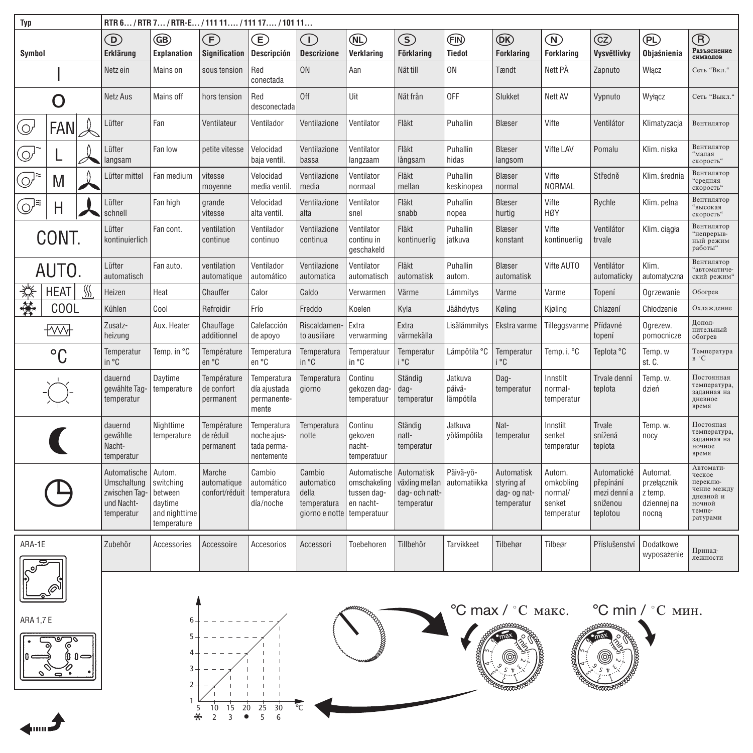| Typ | RTR 6… / RTR 7… / RTR-E… / 111 11…. / 111 17…. / 101 11… | | | | | | | | | | | | |
|---|---|---|---|---|---|---|---|---|---|---|---|---|---|
| Symbol | (D) Erklärung | (GB) Explanation | (F) Signification | (E) Descripción | (I) Descrizione | (NL) Verklaring | (S) Förklaring | (FIN) Tiedot | (DK) Forklaring | (N) Forklaring | (CZ) Vysvětlivky | (PL) Objaśnienia | (R) Разъяснение символов |
| I | Netz ein | Mains on | sous tension | Red conectada | ON | Aan | Nät till | ON | Tændt | Nett PÅ | Zapnuto | Włącz | Сеть "Вкл." |
| O | Netz Aus | Mains off | hors tension | Red desconectada | Off | Uit | Nät från | OFF | Slukket | Nett AV | Vypnuto | Wyłącz | Сеть "Выкл." |
| FAN | Lüfter | Fan | Ventilateur | Ventilador | Ventilazione | Ventilator | Fläkt | Puhallin | Blæser | Vifte | Ventilátor | Klimatyzacja | Вентилятор |
| L | Lüfter langsam | Fan low | petite vitesse | Velocidad baja ventil. | Ventilazione bassa | Ventilator langzaam | Fläkt långsam | Puhallin hidas | Blæser langsom | Vifte LAV | Pomalu | Klim. niska | Вентилятор "малая скорость" |
| M | Lüfter mittel | Fan medium | vitesse moyenne | Velocidad media ventil. | Ventilazione media | Ventilator normaal | Fläkt mellan | Puhallin keskinopea | Blæser normal | Vifte NORMAL | Středně | Klim. średnia | Вентилятор "средняя скорость" |
| H | Lüfter schnell | Fan high | grande vitesse | Velocidad alta ventil. | Ventilazione alta | Ventilator snel | Fläkt snabb | Puhallin nopea | Blæser hurtig | Vifte HØY | Rychle | Klim. pelna | Вентилятор "высокая скорость" |
| CONT. | Lüfter kontinuierlich | Fan cont. | ventilation continue | Ventilador continuo | Ventilazione continua | Ventilator continu in geschakeld | Fläkt kontinuerlig | Puhallin jatkuva | Blæser konstant | Vifte kontinuerlig | Ventilátor trvale | Klim. ciągła | Вентилятор "непрерывный режим работы" |
| AUTO. | Lüfter automatisch | Fan auto. | ventilation automatique | Ventilador automático | Ventilazione automatica | Ventilator automatisch | Fläkt automatisk | Puhallin autom. | Blæser automatisk | Vifte AUTO | Ventilátor automaticky | Klim. automatyczna | Вентилятор "автоматический режим" |
| HEAT | Heizen | Heat | Chauffer | Calor | Caldo | Verwarmen | Värme | Lämmitys | Varme | Varme | Topení | Ogrzewanie | Обогрев |
| COOL | Kühlen | Cool | Refroidir | Frío | Freddo | Koelen | Kyla | Jäähdytys | Køling | Kjøling | Chlazení | Chłodzenie | Охлаждение |
| (Aux. heater symbol) | Zusatz-heizung | Aux. Heater | Chauffage additionnel | Calefacción de apoyo | Riscaldamen-to ausiliare | Extra verwarming | Extra värmekälla | Lisälämmitys | Ekstra varme | Tilleggsvarme | Přídavné topení | Ogrzew. pomocnicze | Дополнительный обогрев |
| °C | Temperatur in °C | Temp. in °C | Température en °C | Temperatura en °C | Temperatura in °C | Temperatuur in °C | Temperatur i °C | Lämpötila °C | Temperatur i °C | Temp. i. °C | Teplota °C | Temp. w st. C. | Температура в °C |
| (Sun symbol) | dauernd gewählte Tag-temperatur | Daytime temperature | Température de confort permanent | Temperatura día ajustada permanente-mente | Temperatura giorno | Continu gekozen dag-temperatuur | Ständig dag-temperatur | Jatkuva päivä-lämpötila | Dag-temperatur | Innstilt normal-temperatur | Trvalé denní teplota | Temp. w. dzień | Постоянная температура, заданная на дневное время |
| (Moon symbol) | dauernd gewählte Nacht-temperatur | Nighttime temperature | Température de réduit permanent | Temperatura noche ajus-tada perma-nentemente | Temperatura notte | Continu gekozen nacht-temperatuur | Ständig natt-temperatur | Jatkuva yölämpötila | Nat-temperatur | Innstilt senket temperatur | Trvale snížená teplota | Temp. w. nocy | Постояная температура, заданная на ночное время |
| (Clock symbol) | Automatische Umschaltung zwischen Tag- und Nacht-temperatur | Autom. switching between daytime and nighttime temperature | Marche automatique confort/réduit | Cambio automático temperatura día/noche | Cambio automatico della temperatura giorno e notte | Automatische omschakeling tussen dag-en nacht-temperatuur | Automatisk växling mellan dag- och natt-temperatur | Päivä-yö-automatiikka | Automatisk styring af dag- og nat-temperatur | Autom. omkobling normal/ senket temperatur | Automatické přepínání mezi denní a sníženou teplotou | Automat. przełącznik z temp. dziennej na nocną | Автоматическое переключение между дневной и ночной температурами |
| ARA-1E | Zubehör | Accessories | Accessoire | Accesorios | Accessori | Toebehoren | Tillbehör | Tarvikkeet | Tilbehør | Tilbeør | Příslušenství | Dodatkowe wyposażenie | Принадлежности |

ARA 1,7 E

6
5
4
3
2
1
5 10 15 20 25 30 °C
2 3 • 5 6

°C max / °C макс.

°C min / °C мин.